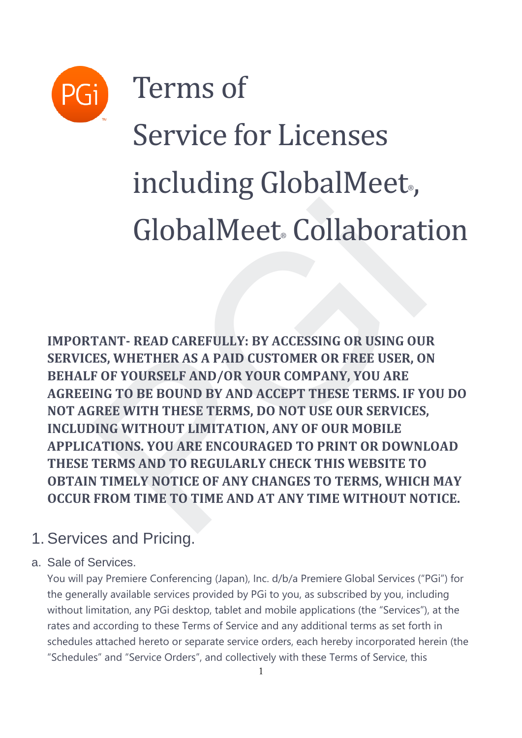# Terms of Service for Licenses including GlobalMeet®, GlobalMeet® Collaboration

**IMPORTANT- READ CAREFULLY: BY ACCESSING OR USING OUR SERVICES, WHETHER AS A PAID CUSTOMER OR FREE USER, ON BEHALF OF YOURSELF AND/OR YOUR COMPANY, YOU ARE AGREEING TO BE BOUND BY AND ACCEPT THESE TERMS. IF YOU DO NOT AGREE WITH THESE TERMS, DO NOT USE OUR SERVICES, INCLUDING WITHOUT LIMITATION, ANY OF OUR MOBILE APPLICATIONS. YOU ARE ENCOURAGED TO PRINT OR DOWNLOAD THESE TERMS AND TO REGULARLY CHECK THIS WEBSITE TO OBTAIN TIMELY NOTICE OF ANY CHANGES TO TERMS, WHICH MAY OCCUR FROM TIME TO TIME AND AT ANY TIME WITHOUT NOTICE.**

## 1. Services and Pricing.

### a. Sale of Services.

You will pay Premiere Conferencing (Japan), Inc. d/b/a Premiere Global Services ("PGi") for the generally available services provided by PGi to you, as subscribed by you, including without limitation, any PGi desktop, tablet and mobile applications (the "Services"), at the rates and according to these Terms of Service and any additional terms as set forth in schedules attached hereto or separate service orders, each hereby incorporated herein (the "Schedules" and "Service Orders", and collectively with these Terms of Service, this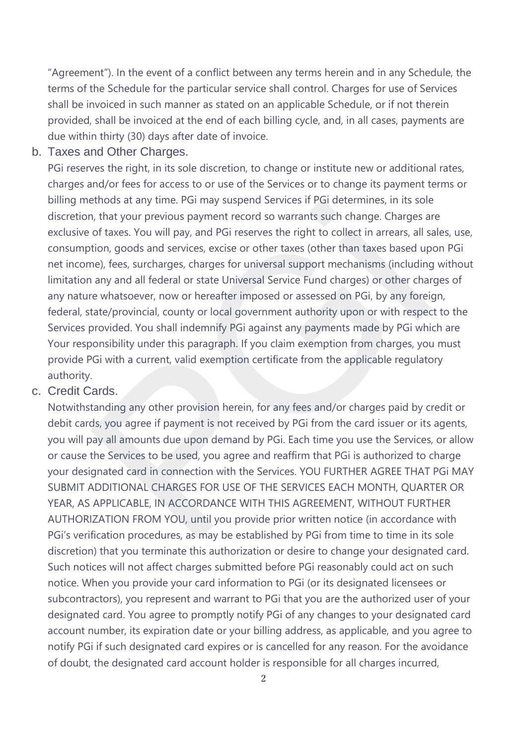"Agreement"). In the event of a conflict between any terms herein and in any Schedule, the terms of the Schedule for the particular service shall control. Charges for use of Services shall be invoiced in such manner as stated on an applicable Schedule, or if not therein provided, shall be invoiced at the end of each billing cycle, and, in all cases, payments are due within thirty (30) days after date of invoice.

b. Taxes and Other Charges.

PGi reserves the right, in its sole discretion, to change or institute new or additional rates, charges and/or fees for access to or use of the Services or to change its payment terms or billing methods at any time. PGi may suspend Services if PGi determines, in its sole discretion, that your previous payment record so warrants such change. Charges are exclusive of taxes. You will pay, and PGi reserves the right to collect in arrears, all sales, use, consumption, goods and services, excise or other taxes (other than taxes based upon PGi net income), fees, surcharges, charges for universal support mechanisms (including without limitation any and all federal or state Universal Service Fund charges) or other charges of any nature whatsoever, now or hereafter imposed or assessed on PGi, by any foreign, federal, state/provincial, county or local government authority upon or with respect to the Services provided. You shall indemnify PGi against any payments made by PGi which are Your responsibility under this paragraph. If you claim exemption from charges, you must provide PGi with a current, valid exemption certificate from the applicable regulatory authority.

c. Credit Cards.

Notwithstanding any other provision herein, for any fees and/or charges paid by credit or debit cards, you agree if payment is not received by PGi from the card issuer or its agents, you will pay all amounts due upon demand by PGi. Each time you use the Services, or allow or cause the Services to be used, you agree and reaffirm that PGi is authorized to charge your designated card in connection with the Services. YOU FURTHER AGREE THAT PGi MAY SUBMIT ADDITIONAL CHARGES FOR USE OF THE SERVICES EACH MONTH, QUARTER OR YEAR, AS APPLICABLE, IN ACCORDANCE WITH THIS AGREEMENT, WITHOUT FURTHER AUTHORIZATION FROM YOU, until you provide prior written notice (in accordance with PGi's verification procedures, as may be established by PGi from time to time in its sole discretion) that you terminate this authorization or desire to change your designated card. Such notices will not affect charges submitted before PGi reasonably could act on such notice. When you provide your card information to PGi (or its designated licensees or subcontractors), you represent and warrant to PGi that you are the authorized user of your designated card. You agree to promptly notify PGi of any changes to your designated card account number, its expiration date or your billing address, as applicable, and you agree to notify PGi if such designated card expires or is cancelled for any reason. For the avoidance of doubt, the designated card account holder is responsible for all charges incurred,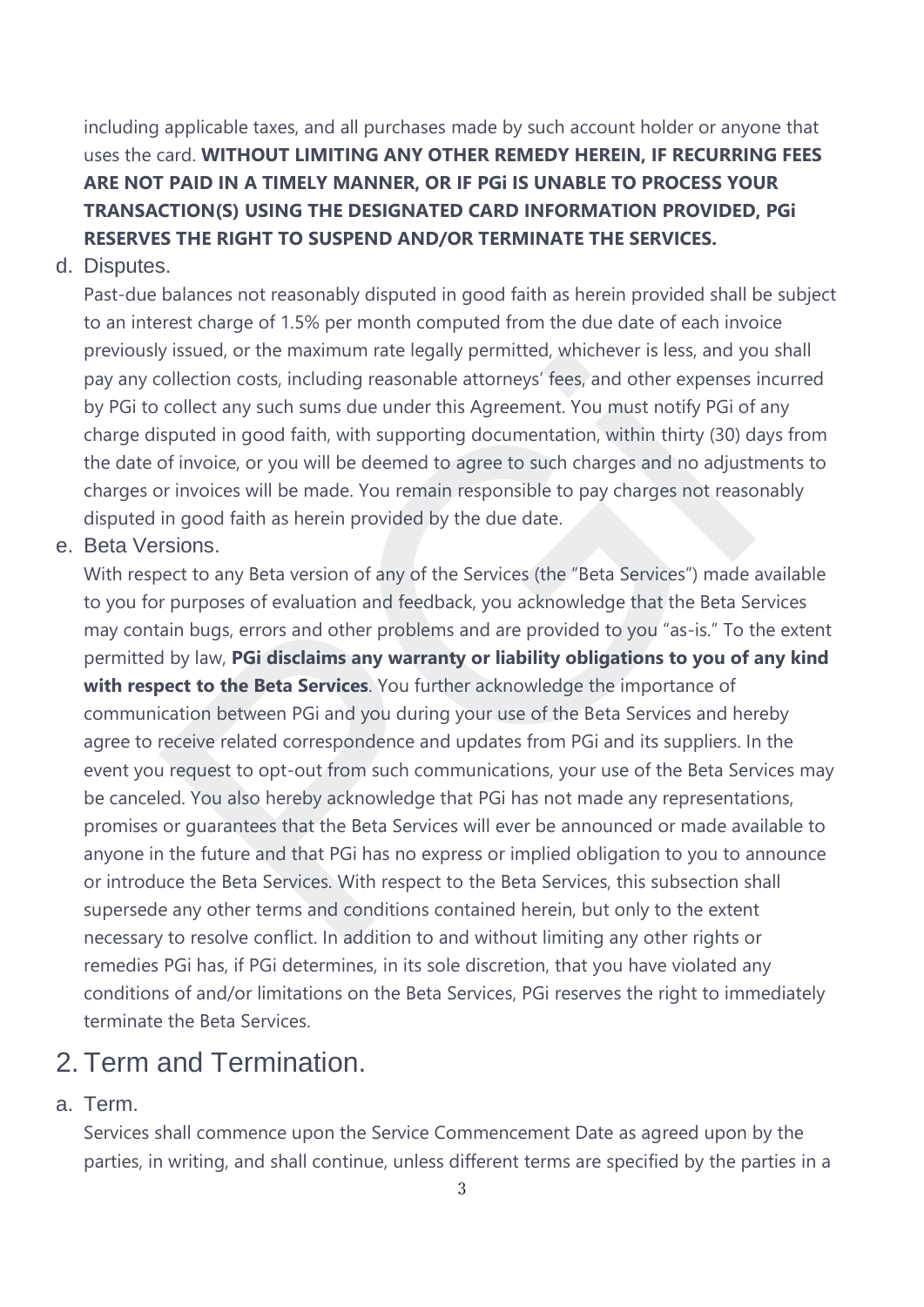including applicable taxes, and all purchases made by such account holder or anyone that uses the card. **WITHOUT LIMITING ANY OTHER REMEDY HEREIN, IF RECURRING FEES ARE NOT PAID IN A TIMELY MANNER, OR IF PGi IS UNABLE TO PROCESS YOUR TRANSACTION(S) USING THE DESIGNATED CARD INFORMATION PROVIDED, PGi RESERVES THE RIGHT TO SUSPEND AND/OR TERMINATE THE SERVICES.**

d. Disputes.

Past-due balances not reasonably disputed in good faith as herein provided shall be subject to an interest charge of 1.5% per month computed from the due date of each invoice previously issued, or the maximum rate legally permitted, whichever is less, and you shall pay any collection costs, including reasonable attorneys' fees, and other expenses incurred by PGi to collect any such sums due under this Agreement. You must notify PGi of any charge disputed in good faith, with supporting documentation, within thirty (30) days from the date of invoice, or you will be deemed to agree to such charges and no adjustments to charges or invoices will be made. You remain responsible to pay charges not reasonably disputed in good faith as herein provided by the due date.

e. Beta Versions.

With respect to any Beta version of any of the Services (the "Beta Services") made available to you for purposes of evaluation and feedback, you acknowledge that the Beta Services may contain bugs, errors and other problems and are provided to you "as-is." To the extent permitted by law, **PGi disclaims any warranty or liability obligations to you of any kind with respect to the Beta Services**. You further acknowledge the importance of communication between PGi and you during your use of the Beta Services and hereby agree to receive related correspondence and updates from PGi and its suppliers. In the event you request to opt-out from such communications, your use of the Beta Services may be canceled. You also hereby acknowledge that PGi has not made any representations, promises or guarantees that the Beta Services will ever be announced or made available to anyone in the future and that PGi has no express or implied obligation to you to announce or introduce the Beta Services. With respect to the Beta Services, this subsection shall supersede any other terms and conditions contained herein, but only to the extent necessary to resolve conflict. In addition to and without limiting any other rights or remedies PGi has, if PGi determines, in its sole discretion, that you have violated any conditions of and/or limitations on the Beta Services, PGi reserves the right to immediately terminate the Beta Services.

## 2. Term and Termination.

a. Term.

Services shall commence upon the Service Commencement Date as agreed upon by the parties, in writing, and shall continue, unless different terms are specified by the parties in a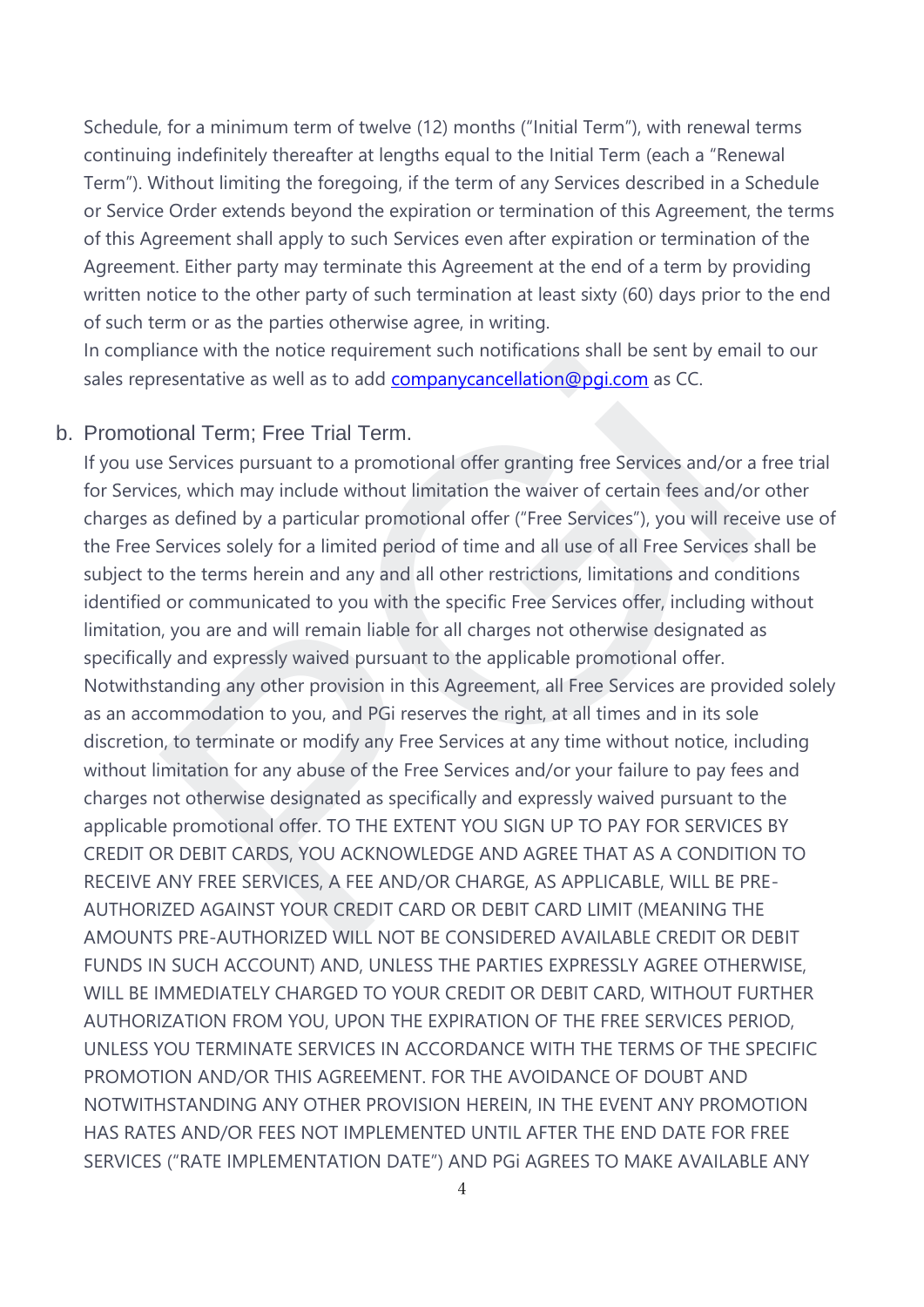Schedule, for a minimum term of twelve (12) months ("Initial Term"), with renewal terms continuing indefinitely thereafter at lengths equal to the Initial Term (each a "Renewal Term"). Without limiting the foregoing, if the term of any Services described in a Schedule or Service Order extends beyond the expiration or termination of this Agreement, the terms of this Agreement shall apply to such Services even after expiration or termination of the Agreement. Either party may terminate this Agreement at the end of a term by providing written notice to the other party of such termination at least sixty (60) days prior to the end of such term or as the parties otherwise agree, in writing.
In compliance with the notice requirement such notifications shall be sent by email to our sales representative as well as to add companycancellation@pgi.com as CC.

b. Promotional Term; Free Trial Term.
If you use Services pursuant to a promotional offer granting free Services and/or a free trial for Services, which may include without limitation the waiver of certain fees and/or other charges as defined by a particular promotional offer ("Free Services"), you will receive use of the Free Services solely for a limited period of time and all use of all Free Services shall be subject to the terms herein and any and all other restrictions, limitations and conditions identified or communicated to you with the specific Free Services offer, including without limitation, you are and will remain liable for all charges not otherwise designated as specifically and expressly waived pursuant to the applicable promotional offer. Notwithstanding any other provision in this Agreement, all Free Services are provided solely as an accommodation to you, and PGi reserves the right, at all times and in its sole discretion, to terminate or modify any Free Services at any time without notice, including without limitation for any abuse of the Free Services and/or your failure to pay fees and charges not otherwise designated as specifically and expressly waived pursuant to the applicable promotional offer. TO THE EXTENT YOU SIGN UP TO PAY FOR SERVICES BY CREDIT OR DEBIT CARDS, YOU ACKNOWLEDGE AND AGREE THAT AS A CONDITION TO RECEIVE ANY FREE SERVICES, A FEE AND/OR CHARGE, AS APPLICABLE, WILL BE PRE-AUTHORIZED AGAINST YOUR CREDIT CARD OR DEBIT CARD LIMIT (MEANING THE AMOUNTS PRE-AUTHORIZED WILL NOT BE CONSIDERED AVAILABLE CREDIT OR DEBIT FUNDS IN SUCH ACCOUNT) AND, UNLESS THE PARTIES EXPRESSLY AGREE OTHERWISE, WILL BE IMMEDIATELY CHARGED TO YOUR CREDIT OR DEBIT CARD, WITHOUT FURTHER AUTHORIZATION FROM YOU, UPON THE EXPIRATION OF THE FREE SERVICES PERIOD, UNLESS YOU TERMINATE SERVICES IN ACCORDANCE WITH THE TERMS OF THE SPECIFIC PROMOTION AND/OR THIS AGREEMENT. FOR THE AVOIDANCE OF DOUBT AND NOTWITHSTANDING ANY OTHER PROVISION HEREIN, IN THE EVENT ANY PROMOTION HAS RATES AND/OR FEES NOT IMPLEMENTED UNTIL AFTER THE END DATE FOR FREE SERVICES ("RATE IMPLEMENTATION DATE") AND PGi AGREES TO MAKE AVAILABLE ANY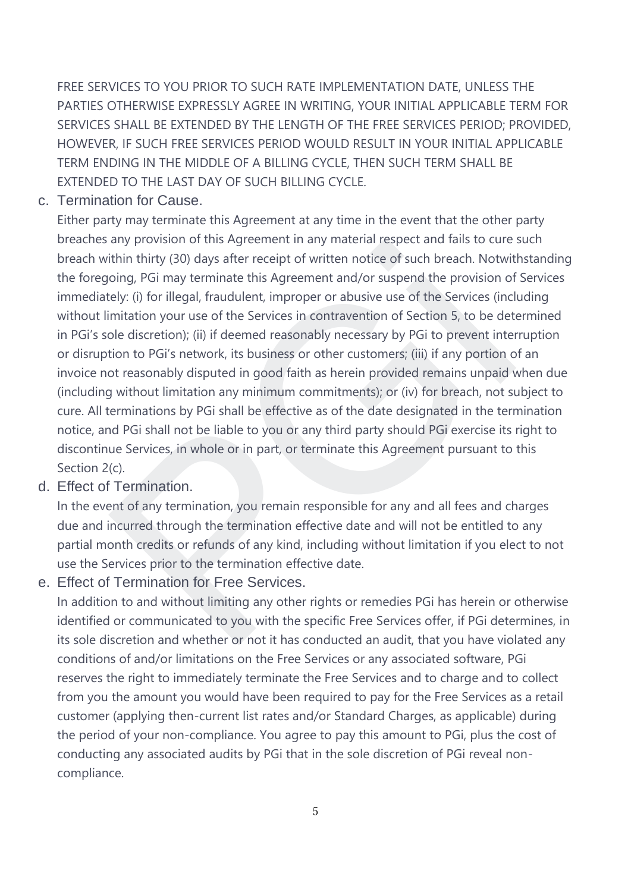FREE SERVICES TO YOU PRIOR TO SUCH RATE IMPLEMENTATION DATE, UNLESS THE PARTIES OTHERWISE EXPRESSLY AGREE IN WRITING, YOUR INITIAL APPLICABLE TERM FOR SERVICES SHALL BE EXTENDED BY THE LENGTH OF THE FREE SERVICES PERIOD; PROVIDED, HOWEVER, IF SUCH FREE SERVICES PERIOD WOULD RESULT IN YOUR INITIAL APPLICABLE TERM ENDING IN THE MIDDLE OF A BILLING CYCLE, THEN SUCH TERM SHALL BE EXTENDED TO THE LAST DAY OF SUCH BILLING CYCLE.

c. Termination for Cause.

Either party may terminate this Agreement at any time in the event that the other party breaches any provision of this Agreement in any material respect and fails to cure such breach within thirty (30) days after receipt of written notice of such breach. Notwithstanding the foregoing, PGi may terminate this Agreement and/or suspend the provision of Services immediately: (i) for illegal, fraudulent, improper or abusive use of the Services (including without limitation your use of the Services in contravention of Section 5, to be determined in PGi's sole discretion); (ii) if deemed reasonably necessary by PGi to prevent interruption or disruption to PGi's network, its business or other customers; (iii) if any portion of an invoice not reasonably disputed in good faith as herein provided remains unpaid when due (including without limitation any minimum commitments); or (iv) for breach, not subject to cure. All terminations by PGi shall be effective as of the date designated in the termination notice, and PGi shall not be liable to you or any third party should PGi exercise its right to discontinue Services, in whole or in part, or terminate this Agreement pursuant to this Section 2(c).

d. Effect of Termination.

In the event of any termination, you remain responsible for any and all fees and charges due and incurred through the termination effective date and will not be entitled to any partial month credits or refunds of any kind, including without limitation if you elect to not use the Services prior to the termination effective date.

e. Effect of Termination for Free Services.

In addition to and without limiting any other rights or remedies PGi has herein or otherwise identified or communicated to you with the specific Free Services offer, if PGi determines, in its sole discretion and whether or not it has conducted an audit, that you have violated any conditions of and/or limitations on the Free Services or any associated software, PGi reserves the right to immediately terminate the Free Services and to charge and to collect from you the amount you would have been required to pay for the Free Services as a retail customer (applying then-current list rates and/or Standard Charges, as applicable) during the period of your non-compliance. You agree to pay this amount to PGi, plus the cost of conducting any associated audits by PGi that in the sole discretion of PGi reveal non-compliance.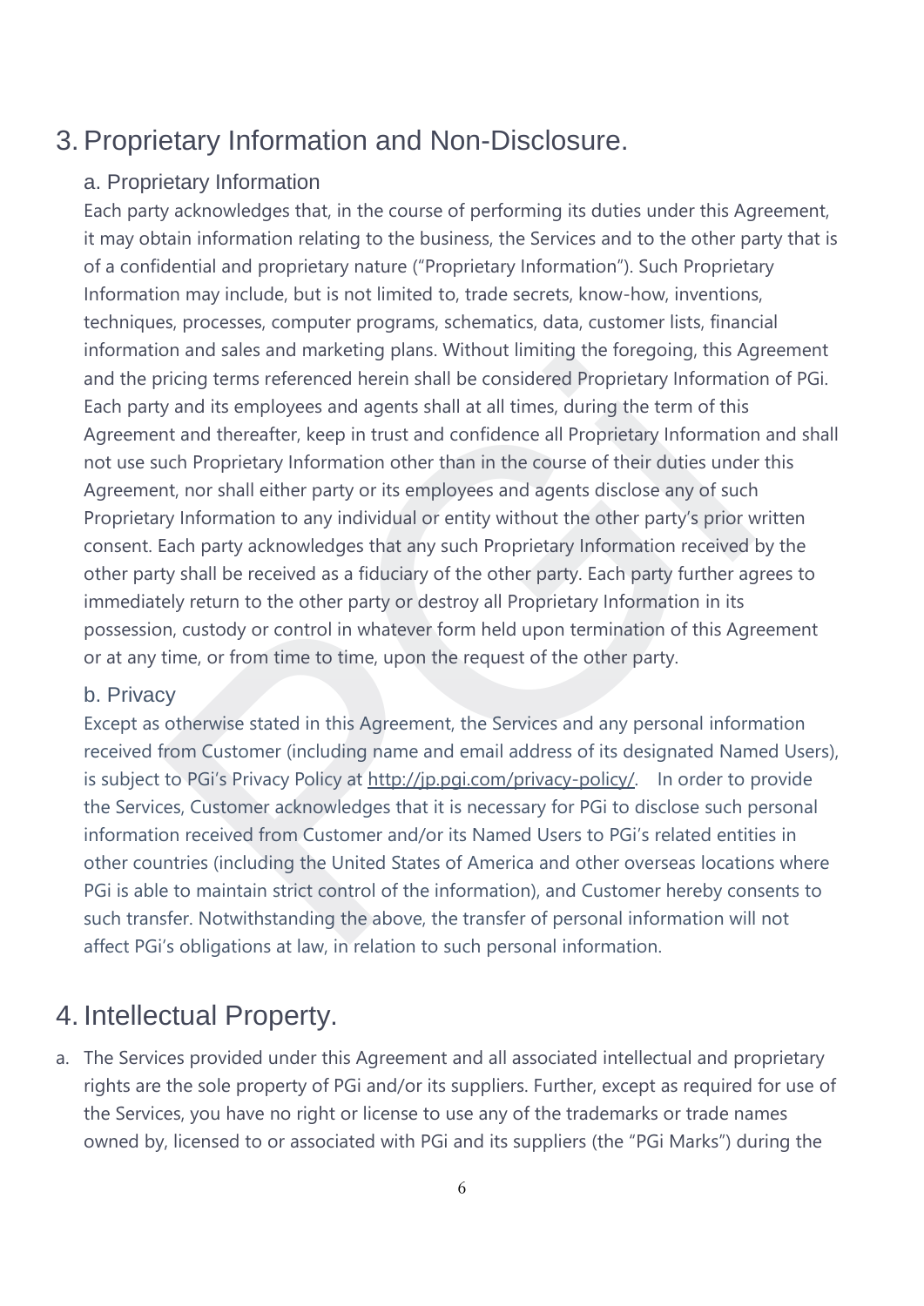# 3. Proprietary Information and Non-Disclosure.

## a. Proprietary Information

Each party acknowledges that, in the course of performing its duties under this Agreement, it may obtain information relating to the business, the Services and to the other party that is of a confidential and proprietary nature ("Proprietary Information"). Such Proprietary Information may include, but is not limited to, trade secrets, know-how, inventions, techniques, processes, computer programs, schematics, data, customer lists, financial information and sales and marketing plans. Without limiting the foregoing, this Agreement and the pricing terms referenced herein shall be considered Proprietary Information of PGi. Each party and its employees and agents shall at all times, during the term of this Agreement and thereafter, keep in trust and confidence all Proprietary Information and shall not use such Proprietary Information other than in the course of their duties under this Agreement, nor shall either party or its employees and agents disclose any of such Proprietary Information to any individual or entity without the other party's prior written consent. Each party acknowledges that any such Proprietary Information received by the other party shall be received as a fiduciary of the other party. Each party further agrees to immediately return to the other party or destroy all Proprietary Information in its possession, custody or control in whatever form held upon termination of this Agreement or at any time, or from time to time, upon the request of the other party.

## b. Privacy

Except as otherwise stated in this Agreement, the Services and any personal information received from Customer (including name and email address of its designated Named Users), is subject to PGi's Privacy Policy at http://jp.pgi.com/privacy-policy/. In order to provide the Services, Customer acknowledges that it is necessary for PGi to disclose such personal information received from Customer and/or its Named Users to PGi's related entities in other countries (including the United States of America and other overseas locations where PGi is able to maintain strict control of the information), and Customer hereby consents to such transfer. Notwithstanding the above, the transfer of personal information will not affect PGi's obligations at law, in relation to such personal information.

# 4. Intellectual Property.

a. The Services provided under this Agreement and all associated intellectual and proprietary rights are the sole property of PGi and/or its suppliers. Further, except as required for use of the Services, you have no right or license to use any of the trademarks or trade names owned by, licensed to or associated with PGi and its suppliers (the "PGi Marks") during the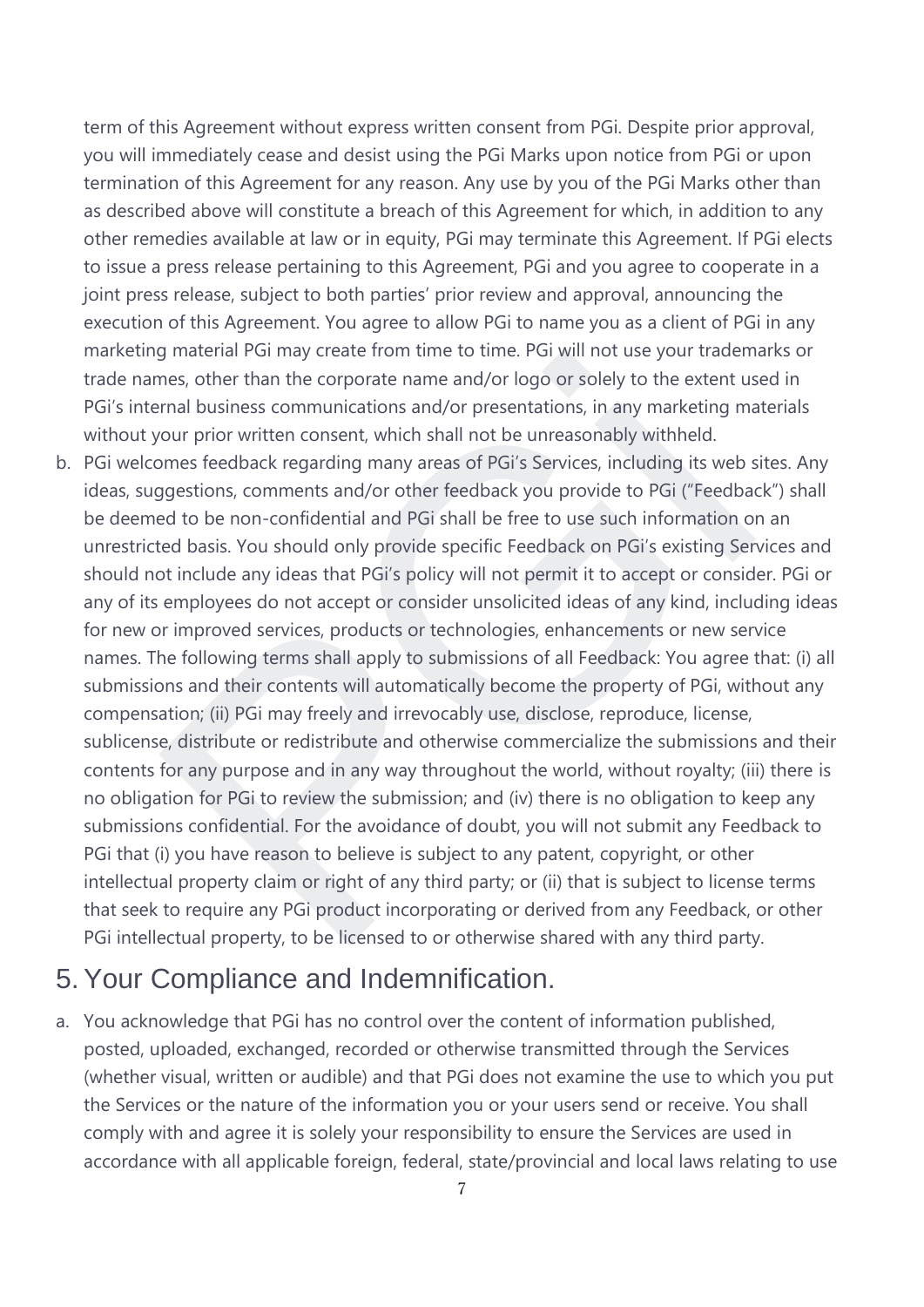term of this Agreement without express written consent from PGi. Despite prior approval, you will immediately cease and desist using the PGi Marks upon notice from PGi or upon termination of this Agreement for any reason. Any use by you of the PGi Marks other than as described above will constitute a breach of this Agreement for which, in addition to any other remedies available at law or in equity, PGi may terminate this Agreement. If PGi elects to issue a press release pertaining to this Agreement, PGi and you agree to cooperate in a joint press release, subject to both parties' prior review and approval, announcing the execution of this Agreement. You agree to allow PGi to name you as a client of PGi in any marketing material PGi may create from time to time. PGi will not use your trademarks or trade names, other than the corporate name and/or logo or solely to the extent used in PGi's internal business communications and/or presentations, in any marketing materials without your prior written consent, which shall not be unreasonably withheld.

b. PGi welcomes feedback regarding many areas of PGi's Services, including its web sites. Any ideas, suggestions, comments and/or other feedback you provide to PGi ("Feedback") shall be deemed to be non-confidential and PGi shall be free to use such information on an unrestricted basis. You should only provide specific Feedback on PGi's existing Services and should not include any ideas that PGi's policy will not permit it to accept or consider. PGi or any of its employees do not accept or consider unsolicited ideas of any kind, including ideas for new or improved services, products or technologies, enhancements or new service names. The following terms shall apply to submissions of all Feedback: You agree that: (i) all submissions and their contents will automatically become the property of PGi, without any compensation; (ii) PGi may freely and irrevocably use, disclose, reproduce, license, sublicense, distribute or redistribute and otherwise commercialize the submissions and their contents for any purpose and in any way throughout the world, without royalty; (iii) there is no obligation for PGi to review the submission; and (iv) there is no obligation to keep any submissions confidential. For the avoidance of doubt, you will not submit any Feedback to PGi that (i) you have reason to believe is subject to any patent, copyright, or other intellectual property claim or right of any third party; or (ii) that is subject to license terms that seek to require any PGi product incorporating or derived from any Feedback, or other PGi intellectual property, to be licensed to or otherwise shared with any third party.

# 5. Your Compliance and Indemnification.

a. You acknowledge that PGi has no control over the content of information published, posted, uploaded, exchanged, recorded or otherwise transmitted through the Services (whether visual, written or audible) and that PGi does not examine the use to which you put the Services or the nature of the information you or your users send or receive. You shall comply with and agree it is solely your responsibility to ensure the Services are used in accordance with all applicable foreign, federal, state/provincial and local laws relating to use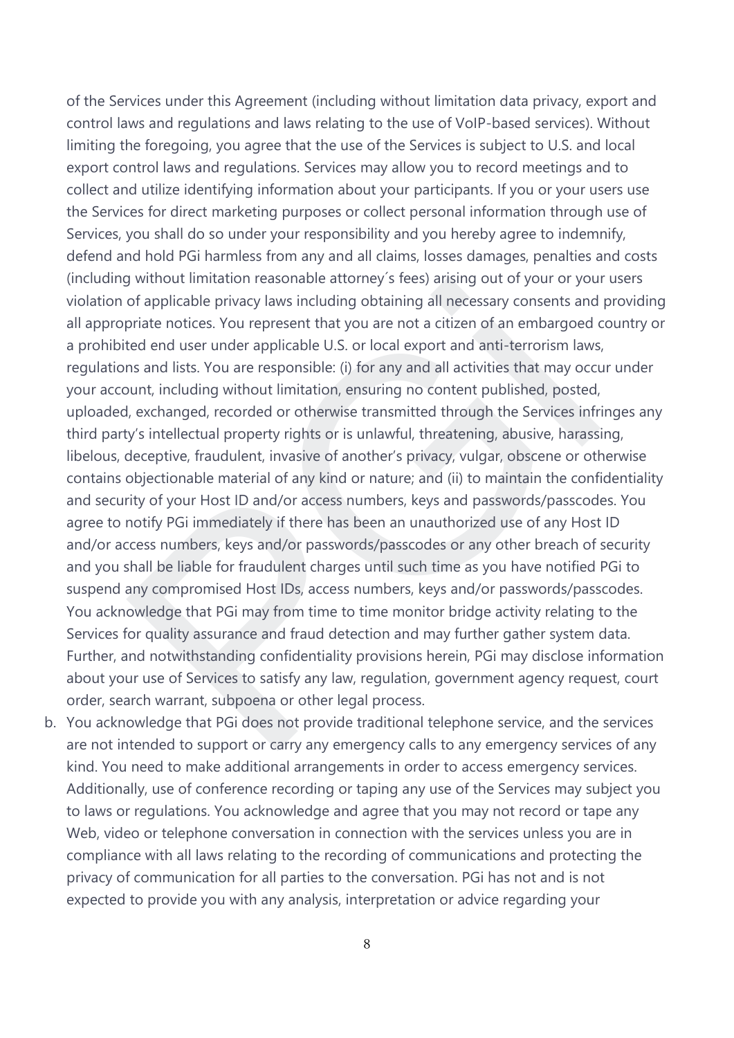of the Services under this Agreement (including without limitation data privacy, export and control laws and regulations and laws relating to the use of VoIP-based services). Without limiting the foregoing, you agree that the use of the Services is subject to U.S. and local export control laws and regulations. Services may allow you to record meetings and to collect and utilize identifying information about your participants. If you or your users use the Services for direct marketing purposes or collect personal information through use of Services, you shall do so under your responsibility and you hereby agree to indemnify, defend and hold PGi harmless from any and all claims, losses damages, penalties and costs (including without limitation reasonable attorney´s fees) arising out of your or your users violation of applicable privacy laws including obtaining all necessary consents and providing all appropriate notices. You represent that you are not a citizen of an embargoed country or a prohibited end user under applicable U.S. or local export and anti-terrorism laws, regulations and lists. You are responsible: (i) for any and all activities that may occur under your account, including without limitation, ensuring no content published, posted, uploaded, exchanged, recorded or otherwise transmitted through the Services infringes any third party's intellectual property rights or is unlawful, threatening, abusive, harassing, libelous, deceptive, fraudulent, invasive of another's privacy, vulgar, obscene or otherwise contains objectionable material of any kind or nature; and (ii) to maintain the confidentiality and security of your Host ID and/or access numbers, keys and passwords/passcodes. You agree to notify PGi immediately if there has been an unauthorized use of any Host ID and/or access numbers, keys and/or passwords/passcodes or any other breach of security and you shall be liable for fraudulent charges until such time as you have notified PGi to suspend any compromised Host IDs, access numbers, keys and/or passwords/passcodes. You acknowledge that PGi may from time to time monitor bridge activity relating to the Services for quality assurance and fraud detection and may further gather system data. Further, and notwithstanding confidentiality provisions herein, PGi may disclose information about your use of Services to satisfy any law, regulation, government agency request, court order, search warrant, subpoena or other legal process.

b. You acknowledge that PGi does not provide traditional telephone service, and the services are not intended to support or carry any emergency calls to any emergency services of any kind. You need to make additional arrangements in order to access emergency services. Additionally, use of conference recording or taping any use of the Services may subject you to laws or regulations. You acknowledge and agree that you may not record or tape any Web, video or telephone conversation in connection with the services unless you are in compliance with all laws relating to the recording of communications and protecting the privacy of communication for all parties to the conversation. PGi has not and is not expected to provide you with any analysis, interpretation or advice regarding your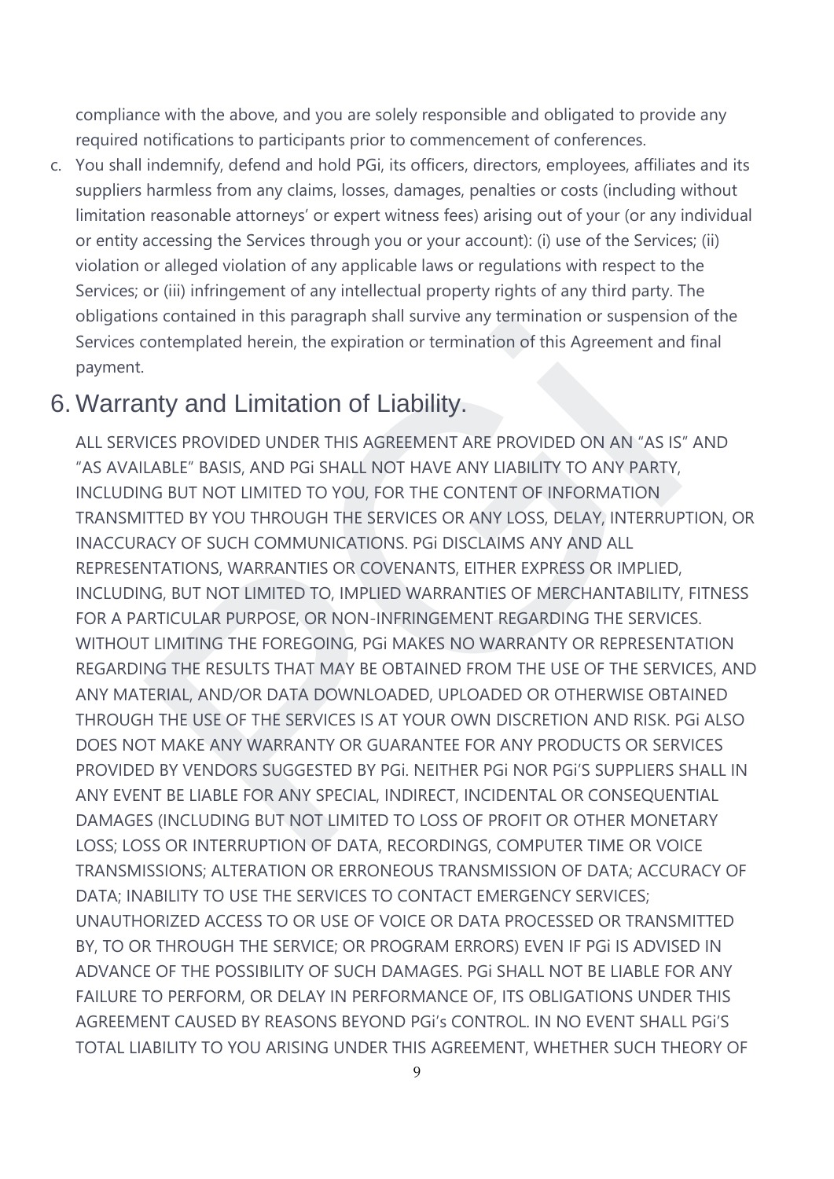compliance with the above, and you are solely responsible and obligated to provide any required notifications to participants prior to commencement of conferences.

c. You shall indemnify, defend and hold PGi, its officers, directors, employees, affiliates and its suppliers harmless from any claims, losses, damages, penalties or costs (including without limitation reasonable attorneys' or expert witness fees) arising out of your (or any individual or entity accessing the Services through you or your account): (i) use of the Services; (ii) violation or alleged violation of any applicable laws or regulations with respect to the Services; or (iii) infringement of any intellectual property rights of any third party. The obligations contained in this paragraph shall survive any termination or suspension of the Services contemplated herein, the expiration or termination of this Agreement and final payment.

# 6. Warranty and Limitation of Liability.

ALL SERVICES PROVIDED UNDER THIS AGREEMENT ARE PROVIDED ON AN "AS IS" AND "AS AVAILABLE" BASIS, AND PGi SHALL NOT HAVE ANY LIABILITY TO ANY PARTY, INCLUDING BUT NOT LIMITED TO YOU, FOR THE CONTENT OF INFORMATION TRANSMITTED BY YOU THROUGH THE SERVICES OR ANY LOSS, DELAY, INTERRUPTION, OR INACCURACY OF SUCH COMMUNICATIONS. PGi DISCLAIMS ANY AND ALL REPRESENTATIONS, WARRANTIES OR COVENANTS, EITHER EXPRESS OR IMPLIED, INCLUDING, BUT NOT LIMITED TO, IMPLIED WARRANTIES OF MERCHANTABILITY, FITNESS FOR A PARTICULAR PURPOSE, OR NON-INFRINGEMENT REGARDING THE SERVICES. WITHOUT LIMITING THE FOREGOING, PGi MAKES NO WARRANTY OR REPRESENTATION REGARDING THE RESULTS THAT MAY BE OBTAINED FROM THE USE OF THE SERVICES, AND ANY MATERIAL, AND/OR DATA DOWNLOADED, UPLOADED OR OTHERWISE OBTAINED THROUGH THE USE OF THE SERVICES IS AT YOUR OWN DISCRETION AND RISK. PGi ALSO DOES NOT MAKE ANY WARRANTY OR GUARANTEE FOR ANY PRODUCTS OR SERVICES PROVIDED BY VENDORS SUGGESTED BY PGi. NEITHER PGi NOR PGi'S SUPPLIERS SHALL IN ANY EVENT BE LIABLE FOR ANY SPECIAL, INDIRECT, INCIDENTAL OR CONSEQUENTIAL DAMAGES (INCLUDING BUT NOT LIMITED TO LOSS OF PROFIT OR OTHER MONETARY LOSS; LOSS OR INTERRUPTION OF DATA, RECORDINGS, COMPUTER TIME OR VOICE TRANSMISSIONS; ALTERATION OR ERRONEOUS TRANSMISSION OF DATA; ACCURACY OF DATA; INABILITY TO USE THE SERVICES TO CONTACT EMERGENCY SERVICES; UNAUTHORIZED ACCESS TO OR USE OF VOICE OR DATA PROCESSED OR TRANSMITTED BY, TO OR THROUGH THE SERVICE; OR PROGRAM ERRORS) EVEN IF PGi IS ADVISED IN ADVANCE OF THE POSSIBILITY OF SUCH DAMAGES. PGi SHALL NOT BE LIABLE FOR ANY FAILURE TO PERFORM, OR DELAY IN PERFORMANCE OF, ITS OBLIGATIONS UNDER THIS AGREEMENT CAUSED BY REASONS BEYOND PGi's CONTROL. IN NO EVENT SHALL PGi'S TOTAL LIABILITY TO YOU ARISING UNDER THIS AGREEMENT, WHETHER SUCH THEORY OF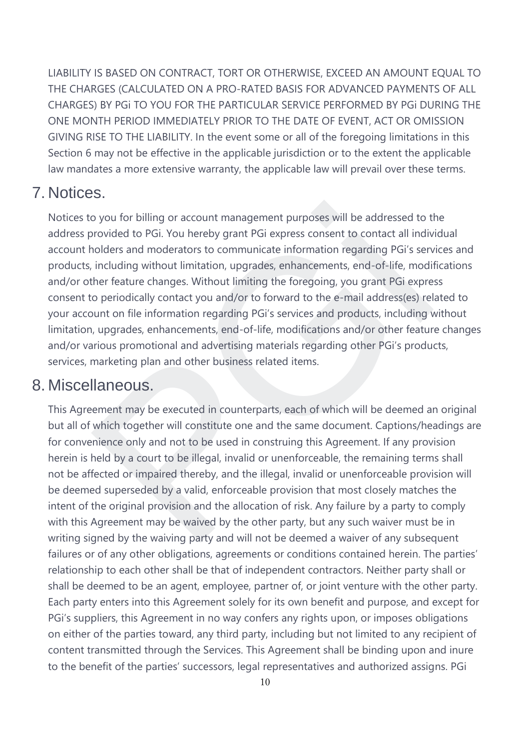LIABILITY IS BASED ON CONTRACT, TORT OR OTHERWISE, EXCEED AN AMOUNT EQUAL TO THE CHARGES (CALCULATED ON A PRO-RATED BASIS FOR ADVANCED PAYMENTS OF ALL CHARGES) BY PGi TO YOU FOR THE PARTICULAR SERVICE PERFORMED BY PGi DURING THE ONE MONTH PERIOD IMMEDIATELY PRIOR TO THE DATE OF EVENT, ACT OR OMISSION GIVING RISE TO THE LIABILITY. In the event some or all of the foregoing limitations in this Section 6 may not be effective in the applicable jurisdiction or to the extent the applicable law mandates a more extensive warranty, the applicable law will prevail over these terms.

## 7. Notices.

Notices to you for billing or account management purposes will be addressed to the address provided to PGi. You hereby grant PGi express consent to contact all individual account holders and moderators to communicate information regarding PGi's services and products, including without limitation, upgrades, enhancements, end-of-life, modifications and/or other feature changes. Without limiting the foregoing, you grant PGi express consent to periodically contact you and/or to forward to the e-mail address(es) related to your account on file information regarding PGi's services and products, including without limitation, upgrades, enhancements, end-of-life, modifications and/or other feature changes and/or various promotional and advertising materials regarding other PGi's products, services, marketing plan and other business related items.

## 8. Miscellaneous.

This Agreement may be executed in counterparts, each of which will be deemed an original but all of which together will constitute one and the same document. Captions/headings are for convenience only and not to be used in construing this Agreement. If any provision herein is held by a court to be illegal, invalid or unenforceable, the remaining terms shall not be affected or impaired thereby, and the illegal, invalid or unenforceable provision will be deemed superseded by a valid, enforceable provision that most closely matches the intent of the original provision and the allocation of risk. Any failure by a party to comply with this Agreement may be waived by the other party, but any such waiver must be in writing signed by the waiving party and will not be deemed a waiver of any subsequent failures or of any other obligations, agreements or conditions contained herein. The parties' relationship to each other shall be that of independent contractors. Neither party shall or shall be deemed to be an agent, employee, partner of, or joint venture with the other party. Each party enters into this Agreement solely for its own benefit and purpose, and except for PGi's suppliers, this Agreement in no way confers any rights upon, or imposes obligations on either of the parties toward, any third party, including but not limited to any recipient of content transmitted through the Services. This Agreement shall be binding upon and inure to the benefit of the parties' successors, legal representatives and authorized assigns. PGi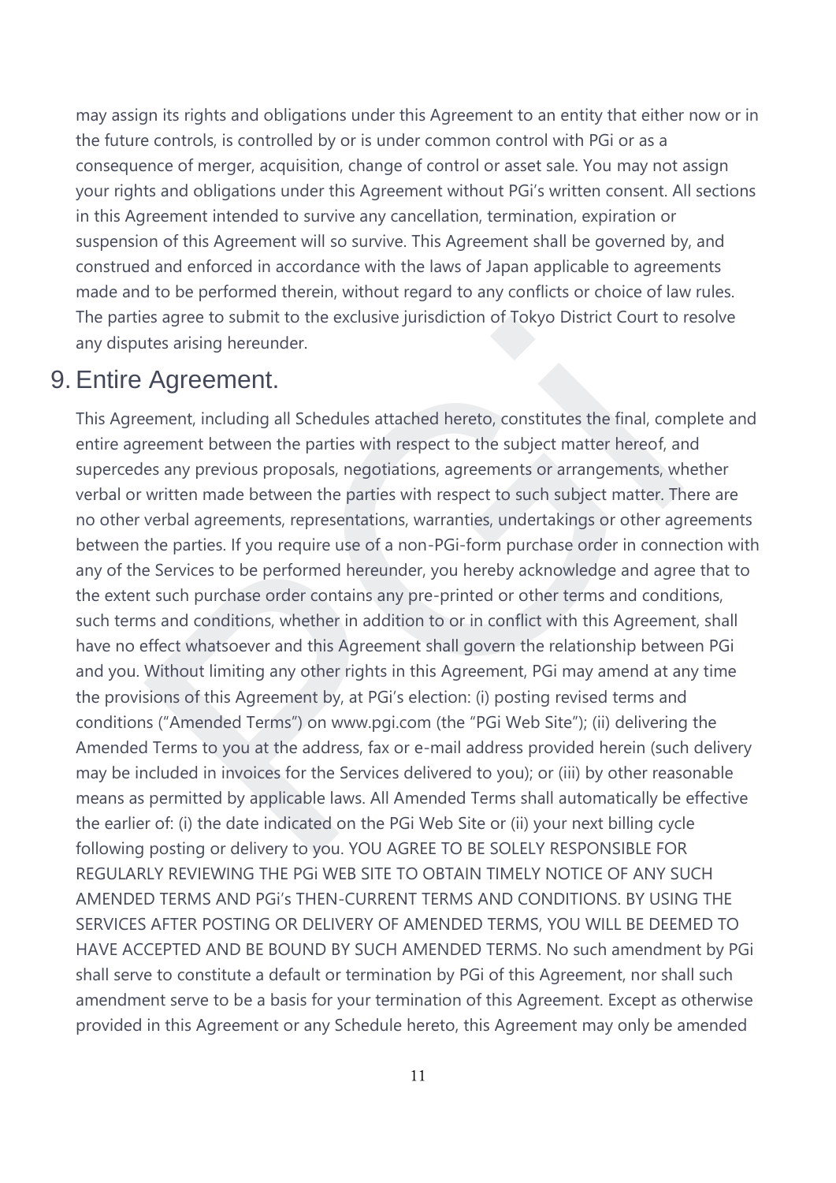may assign its rights and obligations under this Agreement to an entity that either now or in the future controls, is controlled by or is under common control with PGi or as a consequence of merger, acquisition, change of control or asset sale. You may not assign your rights and obligations under this Agreement without PGi's written consent. All sections in this Agreement intended to survive any cancellation, termination, expiration or suspension of this Agreement will so survive. This Agreement shall be governed by, and construed and enforced in accordance with the laws of Japan applicable to agreements made and to be performed therein, without regard to any conflicts or choice of law rules. The parties agree to submit to the exclusive jurisdiction of Tokyo District Court to resolve any disputes arising hereunder.

## 9. Entire Agreement.

This Agreement, including all Schedules attached hereto, constitutes the final, complete and entire agreement between the parties with respect to the subject matter hereof, and supercedes any previous proposals, negotiations, agreements or arrangements, whether verbal or written made between the parties with respect to such subject matter. There are no other verbal agreements, representations, warranties, undertakings or other agreements between the parties. If you require use of a non-PGi-form purchase order in connection with any of the Services to be performed hereunder, you hereby acknowledge and agree that to the extent such purchase order contains any pre-printed or other terms and conditions, such terms and conditions, whether in addition to or in conflict with this Agreement, shall have no effect whatsoever and this Agreement shall govern the relationship between PGi and you. Without limiting any other rights in this Agreement, PGi may amend at any time the provisions of this Agreement by, at PGi's election: (i) posting revised terms and conditions ("Amended Terms") on www.pgi.com (the "PGi Web Site"); (ii) delivering the Amended Terms to you at the address, fax or e-mail address provided herein (such delivery may be included in invoices for the Services delivered to you); or (iii) by other reasonable means as permitted by applicable laws. All Amended Terms shall automatically be effective the earlier of: (i) the date indicated on the PGi Web Site or (ii) your next billing cycle following posting or delivery to you. YOU AGREE TO BE SOLELY RESPONSIBLE FOR REGULARLY REVIEWING THE PGi WEB SITE TO OBTAIN TIMELY NOTICE OF ANY SUCH AMENDED TERMS AND PGi's THEN-CURRENT TERMS AND CONDITIONS. BY USING THE SERVICES AFTER POSTING OR DELIVERY OF AMENDED TERMS, YOU WILL BE DEEMED TO HAVE ACCEPTED AND BE BOUND BY SUCH AMENDED TERMS. No such amendment by PGi shall serve to constitute a default or termination by PGi of this Agreement, nor shall such amendment serve to be a basis for your termination of this Agreement. Except as otherwise provided in this Agreement or any Schedule hereto, this Agreement may only be amended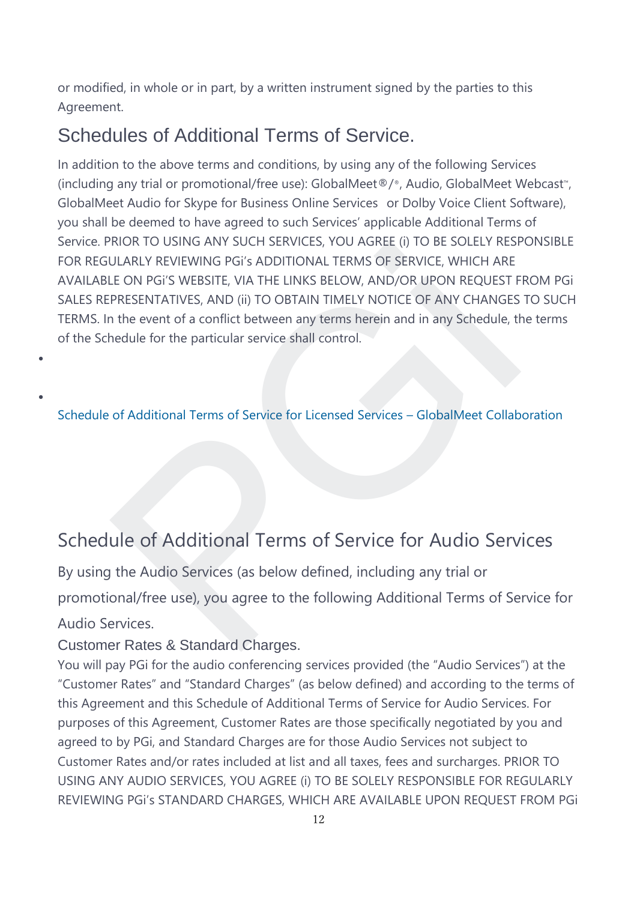or modified, in whole or in part, by a written instrument signed by the parties to this Agreement.

## Schedules of Additional Terms of Service.

In addition to the above terms and conditions, by using any of the following Services (including any trial or promotional/free use): GlobalMeet®/®, Audio, GlobalMeet Webcast™, GlobalMeet Audio for Skype for Business Online Services or Dolby Voice Client Software), you shall be deemed to have agreed to such Services' applicable Additional Terms of Service. PRIOR TO USING ANY SUCH SERVICES, YOU AGREE (i) TO BE SOLELY RESPONSIBLE FOR REGULARLY REVIEWING PGi's ADDITIONAL TERMS OF SERVICE, WHICH ARE AVAILABLE ON PGi'S WEBSITE, VIA THE LINKS BELOW, AND/OR UPON REQUEST FROM PGi SALES REPRESENTATIVES, AND (ii) TO OBTAIN TIMELY NOTICE OF ANY CHANGES TO SUCH TERMS. In the event of a conflict between any terms herein and in any Schedule, the terms of the Schedule for the particular service shall control.

- 
- Schedule of Additional Terms of Service for Licensed Services – GlobalMeet Collaboration

## Schedule of Additional Terms of Service for Audio Services

By using the Audio Services (as below defined, including any trial or promotional/free use), you agree to the following Additional Terms of Service for Audio Services.

### Customer Rates & Standard Charges.

You will pay PGi for the audio conferencing services provided (the "Audio Services") at the "Customer Rates" and "Standard Charges" (as below defined) and according to the terms of this Agreement and this Schedule of Additional Terms of Service for Audio Services. For purposes of this Agreement, Customer Rates are those specifically negotiated by you and agreed to by PGi, and Standard Charges are for those Audio Services not subject to Customer Rates and/or rates included at list and all taxes, fees and surcharges. PRIOR TO USING ANY AUDIO SERVICES, YOU AGREE (i) TO BE SOLELY RESPONSIBLE FOR REGULARLY REVIEWING PGi's STANDARD CHARGES, WHICH ARE AVAILABLE UPON REQUEST FROM PGi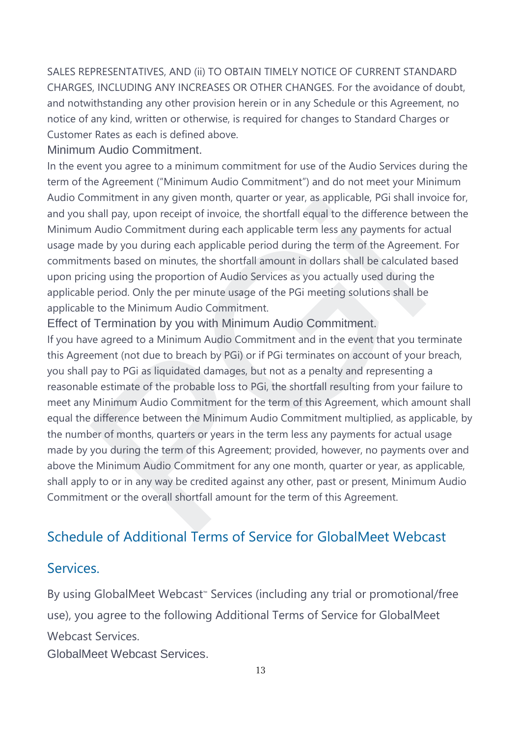SALES REPRESENTATIVES, AND (ii) TO OBTAIN TIMELY NOTICE OF CURRENT STANDARD CHARGES, INCLUDING ANY INCREASES OR OTHER CHANGES. For the avoidance of doubt, and notwithstanding any other provision herein or in any Schedule or this Agreement, no notice of any kind, written or otherwise, is required for changes to Standard Charges or Customer Rates as each is defined above.

Minimum Audio Commitment.

In the event you agree to a minimum commitment for use of the Audio Services during the term of the Agreement ("Minimum Audio Commitment") and do not meet your Minimum Audio Commitment in any given month, quarter or year, as applicable, PGi shall invoice for, and you shall pay, upon receipt of invoice, the shortfall equal to the difference between the Minimum Audio Commitment during each applicable term less any payments for actual usage made by you during each applicable period during the term of the Agreement. For commitments based on minutes, the shortfall amount in dollars shall be calculated based upon pricing using the proportion of Audio Services as you actually used during the applicable period. Only the per minute usage of the PGi meeting solutions shall be applicable to the Minimum Audio Commitment.

Effect of Termination by you with Minimum Audio Commitment.

If you have agreed to a Minimum Audio Commitment and in the event that you terminate this Agreement (not due to breach by PGi) or if PGi terminates on account of your breach, you shall pay to PGi as liquidated damages, but not as a penalty and representing a reasonable estimate of the probable loss to PGi, the shortfall resulting from your failure to meet any Minimum Audio Commitment for the term of this Agreement, which amount shall equal the difference between the Minimum Audio Commitment multiplied, as applicable, by the number of months, quarters or years in the term less any payments for actual usage made by you during the term of this Agreement; provided, however, no payments over and above the Minimum Audio Commitment for any one month, quarter or year, as applicable, shall apply to or in any way be credited against any other, past or present, Minimum Audio Commitment or the overall shortfall amount for the term of this Agreement.

## Schedule of Additional Terms of Service for GlobalMeet Webcast Services.

By using GlobalMeet Webcast™ Services (including any trial or promotional/free use), you agree to the following Additional Terms of Service for GlobalMeet Webcast Services.

GlobalMeet Webcast Services.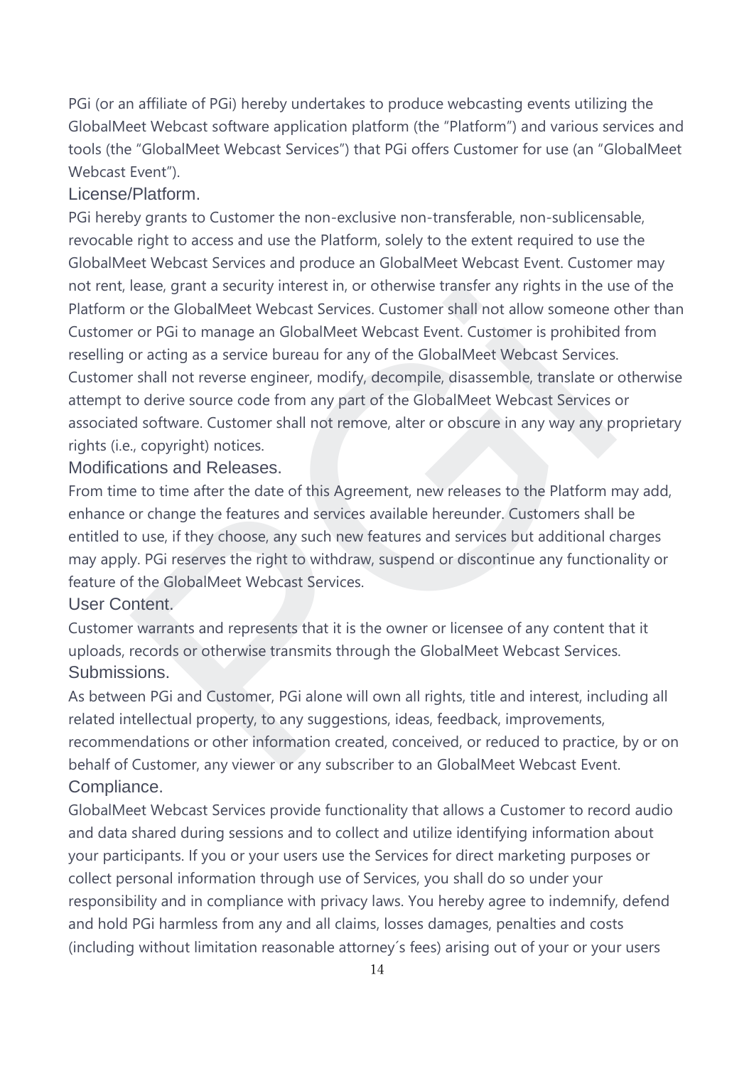PGi (or an affiliate of PGi) hereby undertakes to produce webcasting events utilizing the GlobalMeet Webcast software application platform (the "Platform") and various services and tools (the "GlobalMeet Webcast Services") that PGi offers Customer for use (an "GlobalMeet Webcast Event").

### License/Platform.

PGi hereby grants to Customer the non-exclusive non-transferable, non-sublicensable, revocable right to access and use the Platform, solely to the extent required to use the GlobalMeet Webcast Services and produce an GlobalMeet Webcast Event. Customer may not rent, lease, grant a security interest in, or otherwise transfer any rights in the use of the Platform or the GlobalMeet Webcast Services. Customer shall not allow someone other than Customer or PGi to manage an GlobalMeet Webcast Event. Customer is prohibited from reselling or acting as a service bureau for any of the GlobalMeet Webcast Services. Customer shall not reverse engineer, modify, decompile, disassemble, translate or otherwise attempt to derive source code from any part of the GlobalMeet Webcast Services or associated software. Customer shall not remove, alter or obscure in any way any proprietary rights (i.e., copyright) notices.

### Modifications and Releases.

From time to time after the date of this Agreement, new releases to the Platform may add, enhance or change the features and services available hereunder. Customers shall be entitled to use, if they choose, any such new features and services but additional charges may apply. PGi reserves the right to withdraw, suspend or discontinue any functionality or feature of the GlobalMeet Webcast Services.

### User Content.

Customer warrants and represents that it is the owner or licensee of any content that it uploads, records or otherwise transmits through the GlobalMeet Webcast Services.

### Submissions.

As between PGi and Customer, PGi alone will own all rights, title and interest, including all related intellectual property, to any suggestions, ideas, feedback, improvements, recommendations or other information created, conceived, or reduced to practice, by or on behalf of Customer, any viewer or any subscriber to an GlobalMeet Webcast Event.

### Compliance.

GlobalMeet Webcast Services provide functionality that allows a Customer to record audio and data shared during sessions and to collect and utilize identifying information about your participants. If you or your users use the Services for direct marketing purposes or collect personal information through use of Services, you shall do so under your responsibility and in compliance with privacy laws. You hereby agree to indemnify, defend and hold PGi harmless from any and all claims, losses damages, penalties and costs (including without limitation reasonable attorney´s fees) arising out of your or your users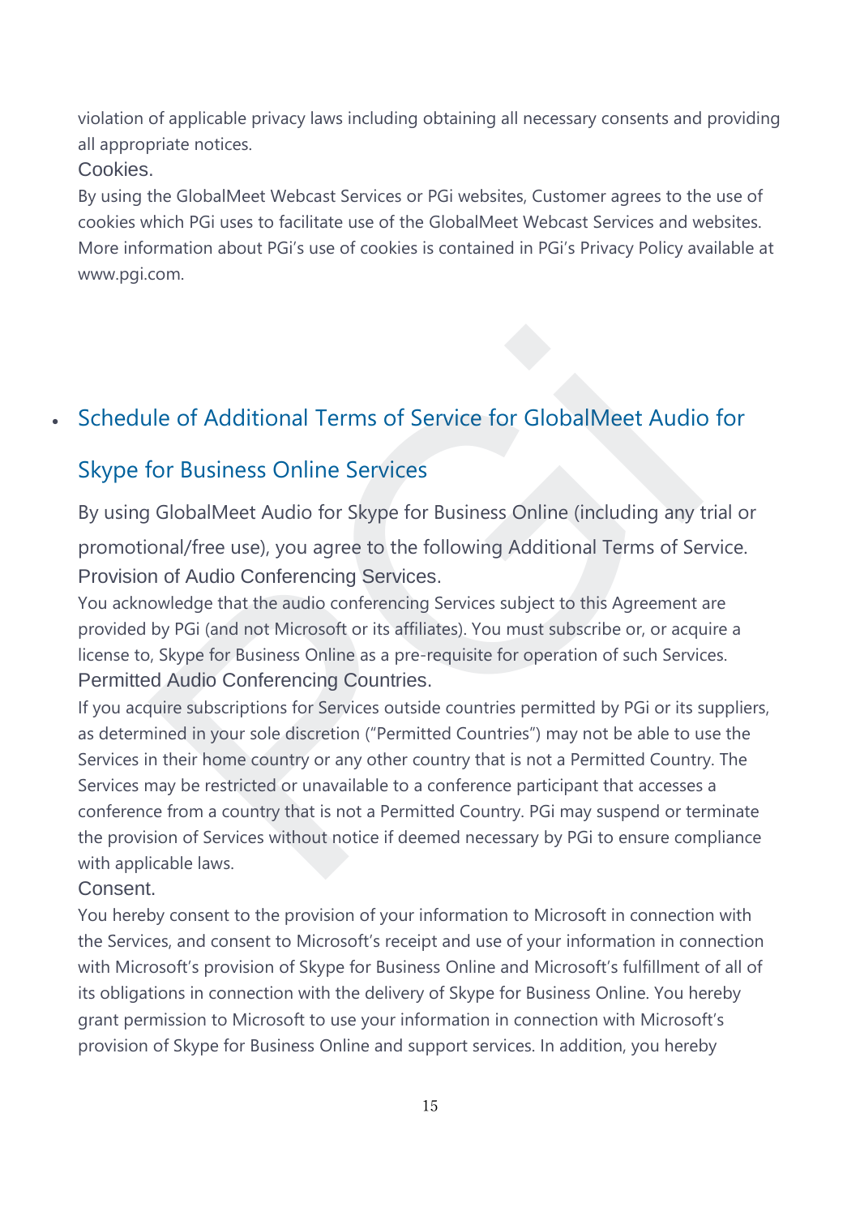violation of applicable privacy laws including obtaining all necessary consents and providing all appropriate notices.

Cookies.

By using the GlobalMeet Webcast Services or PGi websites, Customer agrees to the use of cookies which PGi uses to facilitate use of the GlobalMeet Webcast Services and websites. More information about PGi's use of cookies is contained in PGi's Privacy Policy available at www.pgi.com.

- ## Schedule of Additional Terms of Service for GlobalMeet Audio for Skype for Business Online Services

By using GlobalMeet Audio for Skype for Business Online (including any trial or promotional/free use), you agree to the following Additional Terms of Service.

Provision of Audio Conferencing Services.

You acknowledge that the audio conferencing Services subject to this Agreement are provided by PGi (and not Microsoft or its affiliates). You must subscribe or, or acquire a license to, Skype for Business Online as a pre-requisite for operation of such Services.

Permitted Audio Conferencing Countries.

If you acquire subscriptions for Services outside countries permitted by PGi or its suppliers, as determined in your sole discretion ("Permitted Countries") may not be able to use the Services in their home country or any other country that is not a Permitted Country. The Services may be restricted or unavailable to a conference participant that accesses a conference from a country that is not a Permitted Country. PGi may suspend or terminate the provision of Services without notice if deemed necessary by PGi to ensure compliance with applicable laws.

Consent.

You hereby consent to the provision of your information to Microsoft in connection with the Services, and consent to Microsoft's receipt and use of your information in connection with Microsoft's provision of Skype for Business Online and Microsoft's fulfillment of all of its obligations in connection with the delivery of Skype for Business Online. You hereby grant permission to Microsoft to use your information in connection with Microsoft's provision of Skype for Business Online and support services. In addition, you hereby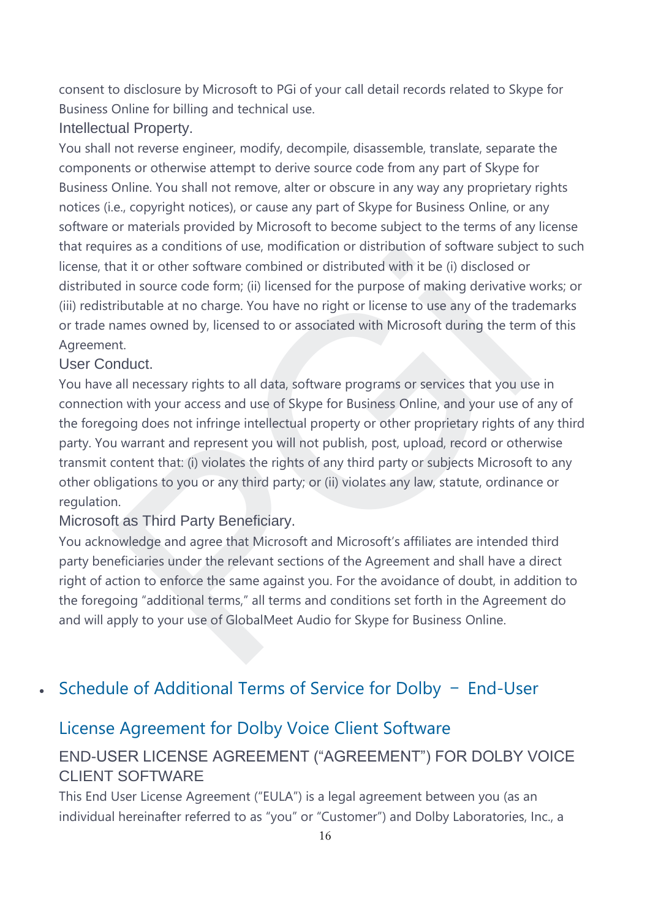consent to disclosure by Microsoft to PGi of your call detail records related to Skype for Business Online for billing and technical use.

### Intellectual Property.

You shall not reverse engineer, modify, decompile, disassemble, translate, separate the components or otherwise attempt to derive source code from any part of Skype for Business Online. You shall not remove, alter or obscure in any way any proprietary rights notices (i.e., copyright notices), or cause any part of Skype for Business Online, or any software or materials provided by Microsoft to become subject to the terms of any license that requires as a conditions of use, modification or distribution of software subject to such license, that it or other software combined or distributed with it be (i) disclosed or distributed in source code form; (ii) licensed for the purpose of making derivative works; or (iii) redistributable at no charge. You have no right or license to use any of the trademarks or trade names owned by, licensed to or associated with Microsoft during the term of this Agreement.

### User Conduct.

You have all necessary rights to all data, software programs or services that you use in connection with your access and use of Skype for Business Online, and your use of any of the foregoing does not infringe intellectual property or other proprietary rights of any third party. You warrant and represent you will not publish, post, upload, record or otherwise transmit content that: (i) violates the rights of any third party or subjects Microsoft to any other obligations to you or any third party; or (ii) violates any law, statute, ordinance or regulation.

### Microsoft as Third Party Beneficiary.

You acknowledge and agree that Microsoft and Microsoft's affiliates are intended third party beneficiaries under the relevant sections of the Agreement and shall have a direct right of action to enforce the same against you. For the avoidance of doubt, in addition to the foregoing "additional terms," all terms and conditions set forth in the Agreement do and will apply to your use of GlobalMeet Audio for Skype for Business Online.

- ## Schedule of Additional Terms of Service for Dolby – End-User

## License Agreement for Dolby Voice Client Software

### END-USER LICENSE AGREEMENT ("AGREEMENT") FOR DOLBY VOICE CLIENT SOFTWARE

This End User License Agreement ("EULA") is a legal agreement between you (as an individual hereinafter referred to as "you" or "Customer") and Dolby Laboratories, Inc., a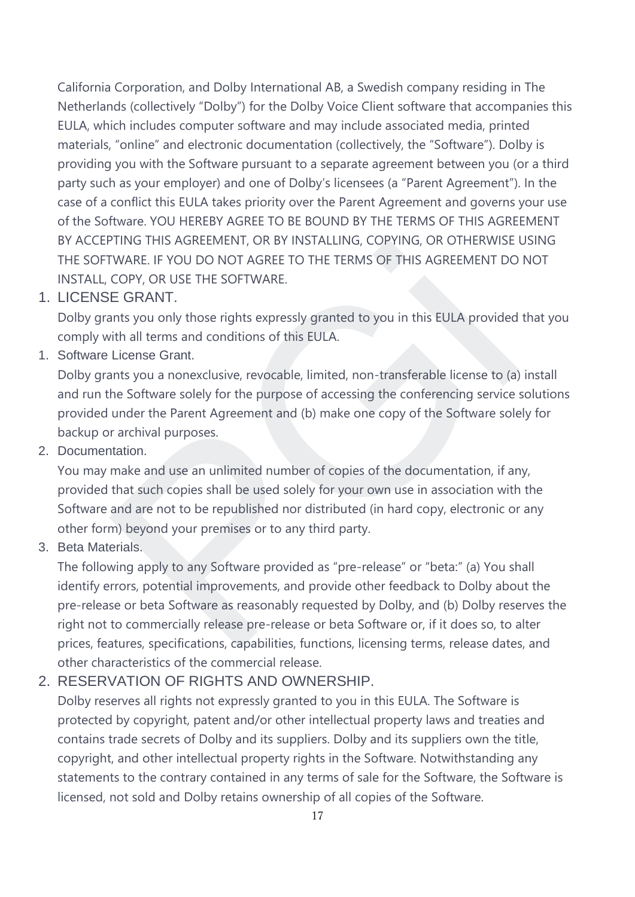California Corporation, and Dolby International AB, a Swedish company residing in The Netherlands (collectively "Dolby") for the Dolby Voice Client software that accompanies this EULA, which includes computer software and may include associated media, printed materials, "online" and electronic documentation (collectively, the "Software"). Dolby is providing you with the Software pursuant to a separate agreement between you (or a third party such as your employer) and one of Dolby's licensees (a "Parent Agreement"). In the case of a conflict this EULA takes priority over the Parent Agreement and governs your use of the Software. YOU HEREBY AGREE TO BE BOUND BY THE TERMS OF THIS AGREEMENT BY ACCEPTING THIS AGREEMENT, OR BY INSTALLING, COPYING, OR OTHERWISE USING THE SOFTWARE. IF YOU DO NOT AGREE TO THE TERMS OF THIS AGREEMENT DO NOT INSTALL, COPY, OR USE THE SOFTWARE.

1. LICENSE GRANT.

   Dolby grants you only those rights expressly granted to you in this EULA provided that you comply with all terms and conditions of this EULA.

1. Software License Grant.

   Dolby grants you a nonexclusive, revocable, limited, non-transferable license to (a) install and run the Software solely for the purpose of accessing the conferencing service solutions provided under the Parent Agreement and (b) make one copy of the Software solely for backup or archival purposes.

2. Documentation.

   You may make and use an unlimited number of copies of the documentation, if any, provided that such copies shall be used solely for your own use in association with the Software and are not to be republished nor distributed (in hard copy, electronic or any other form) beyond your premises or to any third party.

3. Beta Materials.

   The following apply to any Software provided as "pre-release" or "beta:" (a) You shall identify errors, potential improvements, and provide other feedback to Dolby about the pre-release or beta Software as reasonably requested by Dolby, and (b) Dolby reserves the right not to commercially release pre-release or beta Software or, if it does so, to alter prices, features, specifications, capabilities, functions, licensing terms, release dates, and other characteristics of the commercial release.

2. RESERVATION OF RIGHTS AND OWNERSHIP.

   Dolby reserves all rights not expressly granted to you in this EULA. The Software is protected by copyright, patent and/or other intellectual property laws and treaties and contains trade secrets of Dolby and its suppliers. Dolby and its suppliers own the title, copyright, and other intellectual property rights in the Software. Notwithstanding any statements to the contrary contained in any terms of sale for the Software, the Software is licensed, not sold and Dolby retains ownership of all copies of the Software.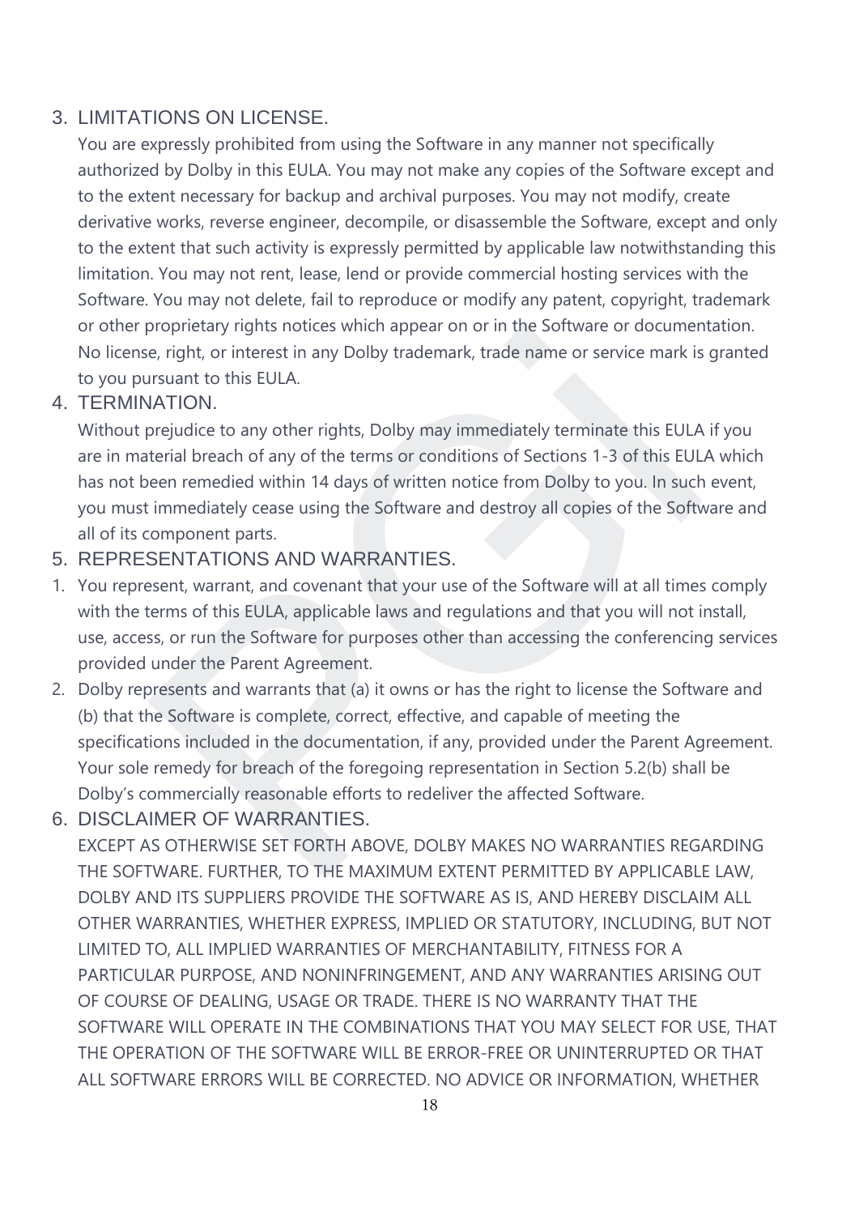3. LIMITATIONS ON LICENSE.

   You are expressly prohibited from using the Software in any manner not specifically authorized by Dolby in this EULA. You may not make any copies of the Software except and to the extent necessary for backup and archival purposes. You may not modify, create derivative works, reverse engineer, decompile, or disassemble the Software, except and only to the extent that such activity is expressly permitted by applicable law notwithstanding this limitation. You may not rent, lease, lend or provide commercial hosting services with the Software. You may not delete, fail to reproduce or modify any patent, copyright, trademark or other proprietary rights notices which appear on or in the Software or documentation. No license, right, or interest in any Dolby trademark, trade name or service mark is granted to you pursuant to this EULA.

4. TERMINATION.

   Without prejudice to any other rights, Dolby may immediately terminate this EULA if you are in material breach of any of the terms or conditions of Sections 1-3 of this EULA which has not been remedied within 14 days of written notice from Dolby to you. In such event, you must immediately cease using the Software and destroy all copies of the Software and all of its component parts.

5. REPRESENTATIONS AND WARRANTIES.

1. You represent, warrant, and covenant that your use of the Software will at all times comply with the terms of this EULA, applicable laws and regulations and that you will not install, use, access, or run the Software for purposes other than accessing the conferencing services provided under the Parent Agreement.
2. Dolby represents and warrants that (a) it owns or has the right to license the Software and (b) that the Software is complete, correct, effective, and capable of meeting the specifications included in the documentation, if any, provided under the Parent Agreement. Your sole remedy for breach of the foregoing representation in Section 5.2(b) shall be Dolby's commercially reasonable efforts to redeliver the affected Software.

6. DISCLAIMER OF WARRANTIES.

   EXCEPT AS OTHERWISE SET FORTH ABOVE, DOLBY MAKES NO WARRANTIES REGARDING THE SOFTWARE. FURTHER, TO THE MAXIMUM EXTENT PERMITTED BY APPLICABLE LAW, DOLBY AND ITS SUPPLIERS PROVIDE THE SOFTWARE AS IS, AND HEREBY DISCLAIM ALL OTHER WARRANTIES, WHETHER EXPRESS, IMPLIED OR STATUTORY, INCLUDING, BUT NOT LIMITED TO, ALL IMPLIED WARRANTIES OF MERCHANTABILITY, FITNESS FOR A PARTICULAR PURPOSE, AND NONINFRINGEMENT, AND ANY WARRANTIES ARISING OUT OF COURSE OF DEALING, USAGE OR TRADE. THERE IS NO WARRANTY THAT THE SOFTWARE WILL OPERATE IN THE COMBINATIONS THAT YOU MAY SELECT FOR USE, THAT THE OPERATION OF THE SOFTWARE WILL BE ERROR-FREE OR UNINTERRUPTED OR THAT ALL SOFTWARE ERRORS WILL BE CORRECTED. NO ADVICE OR INFORMATION, WHETHER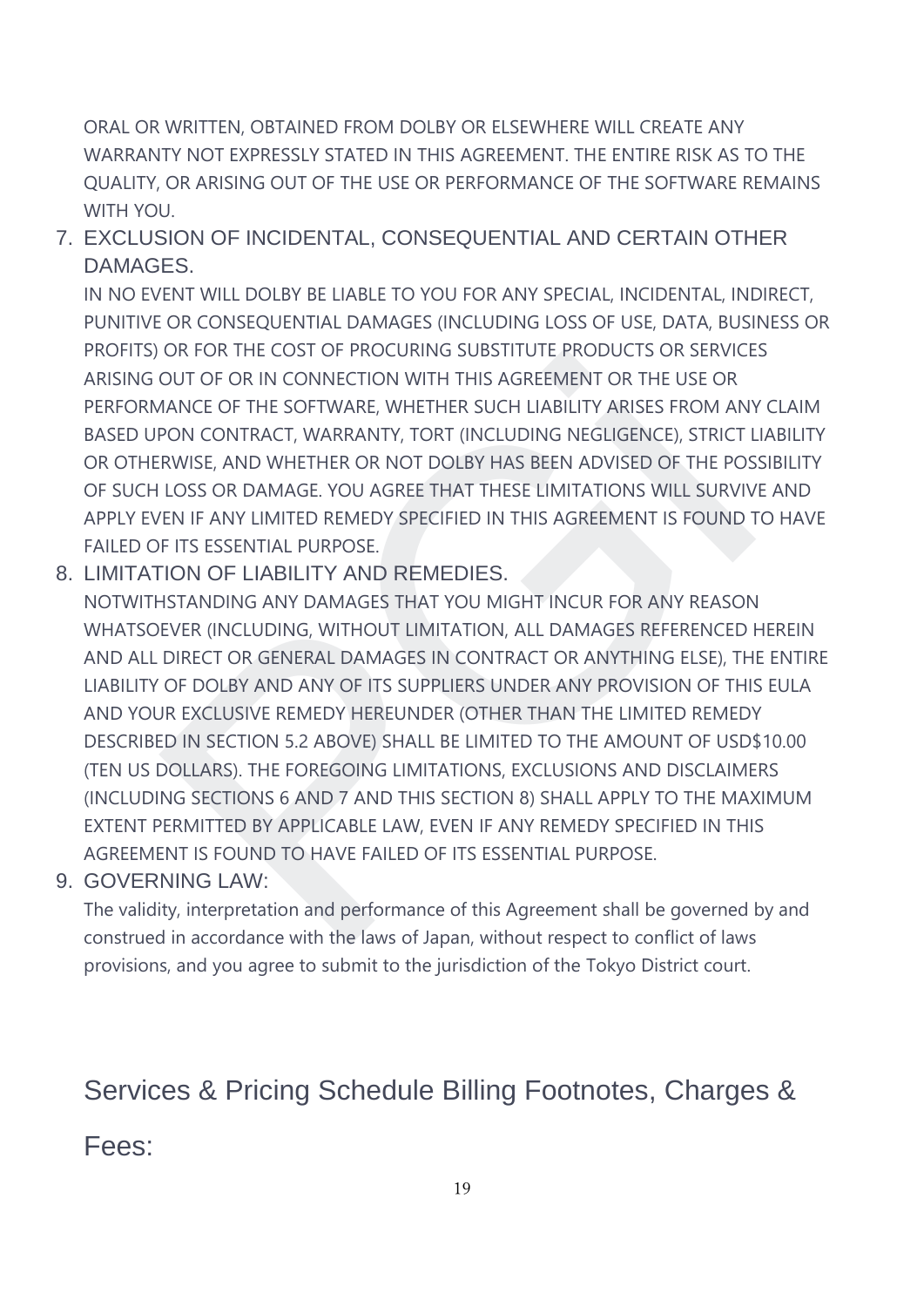ORAL OR WRITTEN, OBTAINED FROM DOLBY OR ELSEWHERE WILL CREATE ANY WARRANTY NOT EXPRESSLY STATED IN THIS AGREEMENT. THE ENTIRE RISK AS TO THE QUALITY, OR ARISING OUT OF THE USE OR PERFORMANCE OF THE SOFTWARE REMAINS WITH YOU.

7. EXCLUSION OF INCIDENTAL, CONSEQUENTIAL AND CERTAIN OTHER DAMAGES.
   IN NO EVENT WILL DOLBY BE LIABLE TO YOU FOR ANY SPECIAL, INCIDENTAL, INDIRECT, PUNITIVE OR CONSEQUENTIAL DAMAGES (INCLUDING LOSS OF USE, DATA, BUSINESS OR PROFITS) OR FOR THE COST OF PROCURING SUBSTITUTE PRODUCTS OR SERVICES ARISING OUT OF OR IN CONNECTION WITH THIS AGREEMENT OR THE USE OR PERFORMANCE OF THE SOFTWARE, WHETHER SUCH LIABILITY ARISES FROM ANY CLAIM BASED UPON CONTRACT, WARRANTY, TORT (INCLUDING NEGLIGENCE), STRICT LIABILITY OR OTHERWISE, AND WHETHER OR NOT DOLBY HAS BEEN ADVISED OF THE POSSIBILITY OF SUCH LOSS OR DAMAGE. YOU AGREE THAT THESE LIMITATIONS WILL SURVIVE AND APPLY EVEN IF ANY LIMITED REMEDY SPECIFIED IN THIS AGREEMENT IS FOUND TO HAVE FAILED OF ITS ESSENTIAL PURPOSE.
8. LIMITATION OF LIABILITY AND REMEDIES.
   NOTWITHSTANDING ANY DAMAGES THAT YOU MIGHT INCUR FOR ANY REASON WHATSOEVER (INCLUDING, WITHOUT LIMITATION, ALL DAMAGES REFERENCED HEREIN AND ALL DIRECT OR GENERAL DAMAGES IN CONTRACT OR ANYTHING ELSE), THE ENTIRE LIABILITY OF DOLBY AND ANY OF ITS SUPPLIERS UNDER ANY PROVISION OF THIS EULA AND YOUR EXCLUSIVE REMEDY HEREUNDER (OTHER THAN THE LIMITED REMEDY DESCRIBED IN SECTION 5.2 ABOVE) SHALL BE LIMITED TO THE AMOUNT OF USD$10.00 (TEN US DOLLARS). THE FOREGOING LIMITATIONS, EXCLUSIONS AND DISCLAIMERS (INCLUDING SECTIONS 6 AND 7 AND THIS SECTION 8) SHALL APPLY TO THE MAXIMUM EXTENT PERMITTED BY APPLICABLE LAW, EVEN IF ANY REMEDY SPECIFIED IN THIS AGREEMENT IS FOUND TO HAVE FAILED OF ITS ESSENTIAL PURPOSE.
9. GOVERNING LAW:
   The validity, interpretation and performance of this Agreement shall be governed by and construed in accordance with the laws of Japan, without respect to conflict of laws provisions, and you agree to submit to the jurisdiction of the Tokyo District court.

## Services & Pricing Schedule Billing Footnotes, Charges & Fees: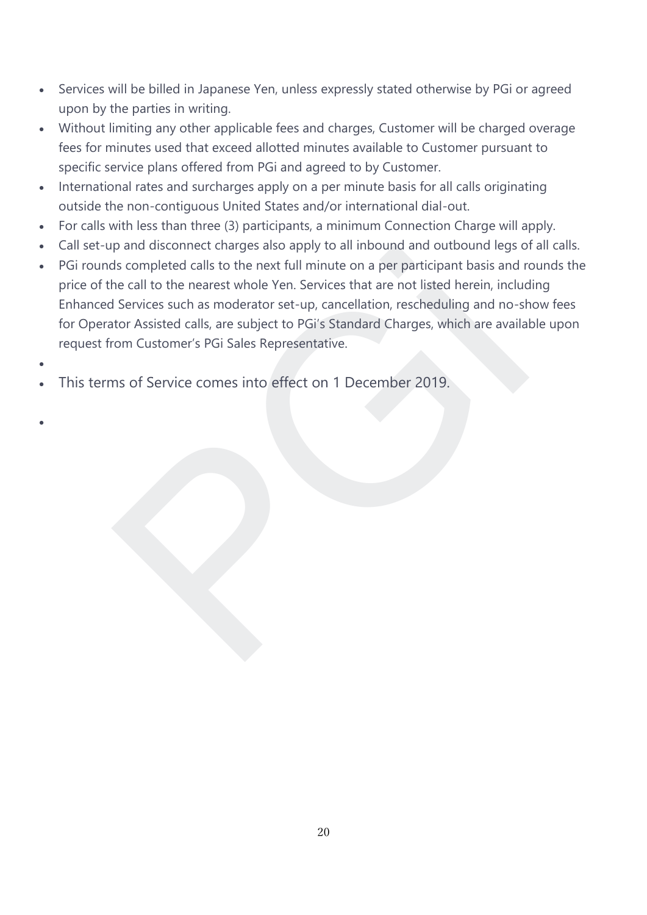- Services will be billed in Japanese Yen, unless expressly stated otherwise by PGi or agreed upon by the parties in writing.
- Without limiting any other applicable fees and charges, Customer will be charged overage fees for minutes used that exceed allotted minutes available to Customer pursuant to specific service plans offered from PGi and agreed to by Customer.
- International rates and surcharges apply on a per minute basis for all calls originating outside the non-contiguous United States and/or international dial-out.
- For calls with less than three (3) participants, a minimum Connection Charge will apply.
- Call set-up and disconnect charges also apply to all inbound and outbound legs of all calls.
- PGi rounds completed calls to the next full minute on a per participant basis and rounds the price of the call to the nearest whole Yen. Services that are not listed herein, including Enhanced Services such as moderator set-up, cancellation, rescheduling and no-show fees for Operator Assisted calls, are subject to PGi's Standard Charges, which are available upon request from Customer's PGi Sales Representative.
- This terms of Service comes into effect on 1 December 2019.